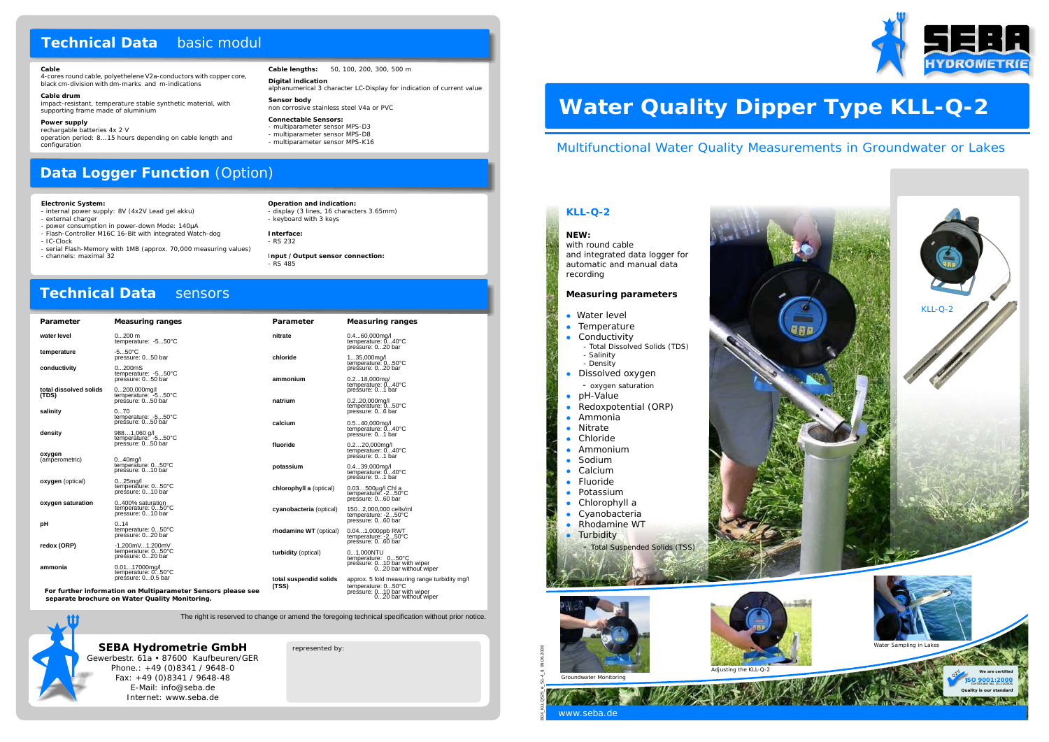# Technical Data basic modul

**Cable**
4-cores round cable, polyethelene V2a-conductors with copper core, black cm-division with dm-marks and m-indications

**Cable drum**
impact-resistant, temperature stable synthetic material, with supporting frame made of aluminium

**Power supply**
rechargable batteries 4x 2 V
operation period: 8...15 hours depending on cable length and configuration

**Cable lengths:** 50, 100, 200, 300, 500 m

**Digital indication**
alphanumerical 3 character LC-Display for indication of current value

**Sensor body**
non corrosive stainless steel V4a or PVC

**Connectable Sensors:**
- multiparameter sensor MPS-D3
- multiparameter sensor MPS-D8
- multiparameter sensor MPS-K16

# Data Logger Function (Option)

**Electronic System:**
- internal power supply: 8V (4x2V Lead gel akku)
- external charger
- power consumption in power-down Mode: 140µA
- Flash-Controller M16C 16-Bit with integrated Watch-dog
- I²C-Clock
- serial Flash-Memory with 1MB (approx. 70,000 measuring values)
- channels: maximal 32

**Operation and indication:**
- display (3 lines, 16 characters 3.65mm)
- keyboard with 3 keys

**Interface:**
- RS 232

**Input / Output sensor connection:**
- RS 485

# Technical Data sensors

| Parameter | Measuring ranges |
|---|---|
| water level | 0...200 m<br>temperature: -5...50°C |
| temperature | -5...50°C<br>pressure: 0...50 bar |
| conductivity | 0...200mS<br>temperature: -5...50°C<br>pressure: 0...50 bar |
| total dissolved solids (TDS) | 0...200,000mg/l<br>temperature: -5...50°C<br>pressure: 0...50 bar |
| salinity | 0...70<br>temperature: -5...50°C<br>pressure: 0...50 bar |
| density | 988...1,060 g/l<br>temperature: -5...50°C<br>pressure: 0...50 bar |
| oxygen (amperometric) | 0...40mg/l<br>temperature: 0...50°C<br>pressure: 0...10 bar |
| oxygen (optical) | 0...25mg/l<br>temperature: 0...50°C<br>pressure: 0...10 bar |
| oxygen saturation | 0...400% saturation<br>temperature: 0...50°C<br>pressure: 0...10 bar |
| pH | 0...14<br>temperature: 0...50°C<br>pressure: 0...20 bar |
| redox (ORP) | -1,200mV...1,200mV<br>temperature: 0...50°C<br>pressure: 0...20 bar |
| ammonia | 0.01...17000mg/l<br>temperature: 0...50°C<br>pressure: 0...0,5 bar |
| nitrate | 0.4...60,000mg/l<br>temperature: 0...40°C<br>pressure: 0...20 bar |
| chloride | 1...35,000mg/l<br>temperature: 0...50°C<br>pressure: 0...20 bar |
| ammonium | 0.2...18,000mg/<br>temperature: 0...40°C<br>pressure: 0...1 bar |
| natrium | 0.2...20,000mg/l<br>temperature: 0...50°C<br>pressure: 0...6 bar |
| calcium | 0.5...40,000mg/l<br>temperature: 0...40°C<br>pressure: 0...1 bar |
| fluoride | 0.2...20,000mg/l<br>temperature: 0...40°C<br>pressure: 0...1 bar |
| potassium | 0.4...39,000mg/l<br>temperature: 0...40°C<br>pressure: 0...1 bar |
| chlorophyll a (optical) | 0.03...500µg/l Chl a<br>temperature: -2...50°C<br>pressure: 0...60 bar |
| cyanobacteria (optical) | 150...2,000,000 cells/ml<br>temperature: -2...50°C<br>pressure: 0...60 bar |
| rhodamine WT (optical) | 0.04...1,000ppb RWT<br>temperature: -2...50°C<br>pressure: 0...60 bar |
| turbidity (optical) | 0...1,000NTU<br>temperature: 0...50°C<br>pressure: 0...10 bar with wiper<br>0...20 bar without wiper |
| total suspendid solids (TSS) | approx. 5 fold measuring range turbidity mg/l<br>temperature: 0...50°C<br>pressure: 0...10 bar with wiper<br>0...20 bar without wiper |

**For further information on Multiparameter Sensors please see separate brochure on Water Quality Monitoring.**

The right is reserved to change or amend the foregoing technical specification without prior notice.

**SEBA Hydrometrie GmbH**
Gewerbestr. 61a • 87600 Kaufbeuren/GER
Phone.: +49 (0)8341 / 9648-0
Fax: +49 (0)8341 / 9648-48
E-Mail: info@seba.de
Internet: www.seba.de

represented by:

SEBA HYDROMETRIE

# Water Quality Dipper Type KLL-Q-2

## Multifunctional Water Quality Measurements in Groundwater or Lakes

### KLL-Q-2

**NEW:**
with round cable
and integrated data logger for automatic and manual data recording

**Measuring parameters**

- Water level
- Temperature
- Conductivity
  - Total Dissolved Solids (TDS)
  - Salinity
  - Density
- Dissolved oxygen
  - oxygen saturation
- pH-Value
- Redoxpotential (ORP)
- Ammonia
- Nitrate
- Chloride
- Ammonium
- Sodium
- Calcium
- Fluoride
- Potassium
- Chlorophyll a
- Cyanobacteria
- Rhodamine WT
- Turbidity
  - Total Suspended Solids (TSS)

KLL-Q-2

Groundwater Monitoring

Adjusting the KLL-Q-2

Water Sampling in Lakes

We are certified ISO 9001:2000 Quality is our standard

www.seba.de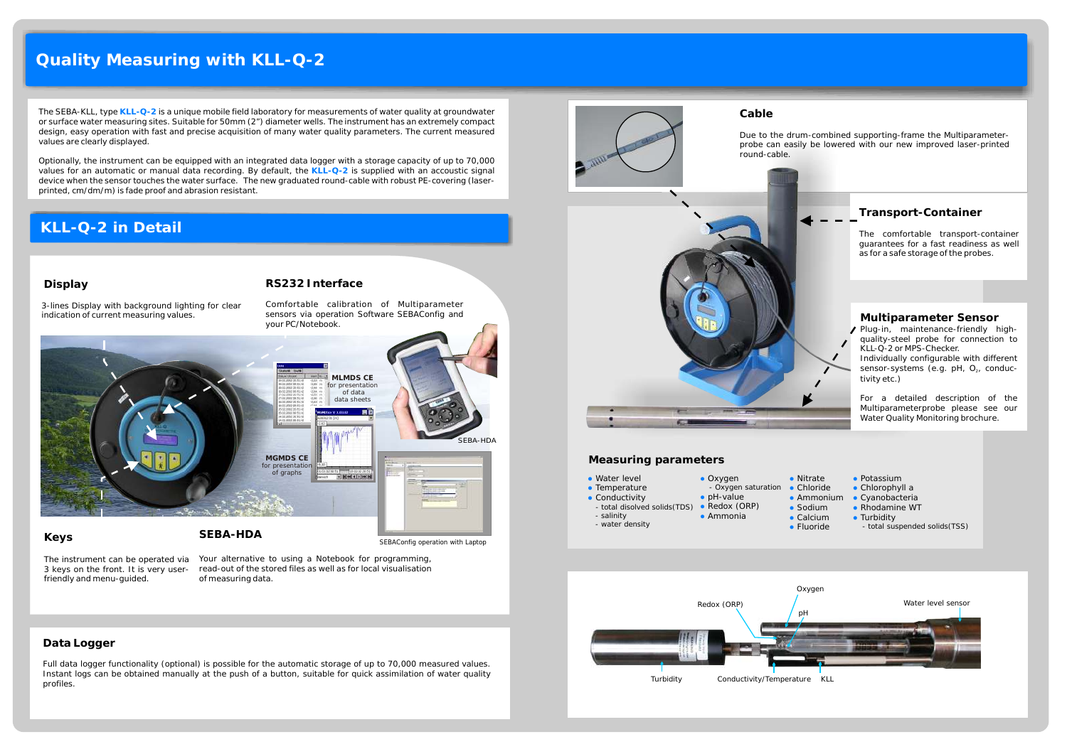# Quality Measuring with KLL-Q-2

The SEBA-KLL, type **KLL-Q-2** is a unique mobile field laboratory for measurements of water quality at groundwater or surface water measuring sites. Suitable for 50mm (2") diameter wells. The instrument has an extremely compact design, easy operation with fast and precise acquisition of many water quality parameters. The current measured values are clearly displayed.

Optionally, the instrument can be equipped with an integrated data logger with a storage capacity of up to 70,000 values for an automatic or manual data recording. By default, the **KLL-Q-2** is supplied with an accoustic signal device when the sensor touches the water surface. The new graduated round-cable with robust PE-covering (laser-printed, cm/dm/m) is fade proof and abrasion resistant.

## KLL-Q-2 in Detail

### Display

3-lines Display with background lighting for clear indication of current measuring values.

### RS232 Interface

Comfortable calibration of Multiparameter sensors via operation Software SEBAConfig and your PC/Notebook.

MLMDS CE for presentation of data data sheets

MGMDS CE for presentation of graphs

SEBA-HDA

SEBAConfig operation with Laptop

### Keys

The instrument can be operated via 3 keys on the front. It is very user-friendly and menu-guided.

### SEBA-HDA

Your alternative to using a Notebook for programming, read-out of the stored files as well as for local visualisation of measuring data.

### Data Logger

Full data logger functionality (optional) is possible for the automatic storage of up to 70,000 measured values. Instant logs can be obtained manually at the push of a button, suitable for quick assimilation of water quality profiles.

### Cable

Due to the drum-combined supporting-frame the Multiparameter-probe can easily be lowered with our new improved laser-printed round-cable.

### Transport-Container

The comfortable transport-container guarantees for a fast readiness as well as for a safe storage of the probes.

### Multiparameter Sensor

Plug-in, maintenance-friendly high-quality-steel probe for connection to KLL-Q-2 or MPS-Checker. Individually configurable with different sensor-systems (e.g. pH, $O_2$, conductivity etc.)

For a detailed description of the Multiparameterprobe please see our Water Quality Monitoring brochure.

### Measuring parameters

- Water level
- Temperature
- Conductivity
  - total disolved solids(TDS)
  - salinity
  - water density
- Oxygen
  - Oxygen saturation
- pH-value
- Redox (ORP)
- Ammonia
- Nitrate
- Chloride
- Ammonium
- Sodium
- Calcium
- Fluoride
- Potassium
- Chlorophyll a
- Cyanobacteria
- Rhodamine WT
- Turbidity
  - total suspended solids(TSS)

Oxygen
Redox (ORP)
pH
Water level sensor
Turbidity
Conductivity/Temperature
KLL